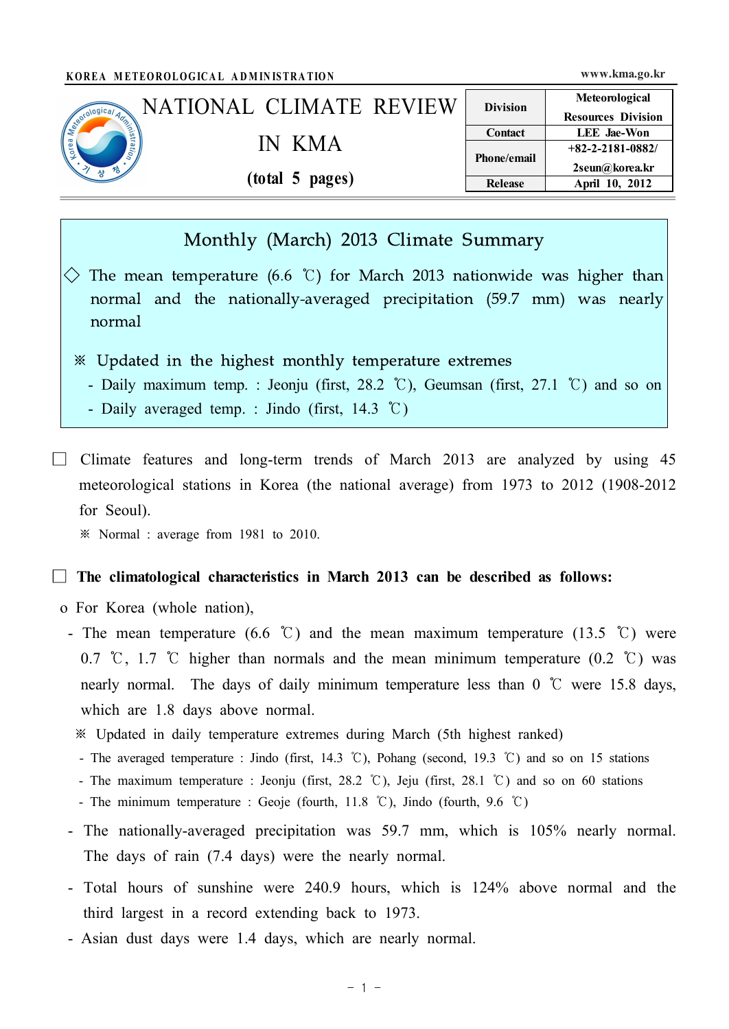KOREA METEOROLOGICAL ADMINISTRATION www.kma.go.kr

# NATIONAL CLIMATE REVIEW IN KMA

**(total 5 pages)**

| Division | Meteorological Resources Division |
|---|---|
| Contact | LEE Jae-Won |
| Phone/email | +82-2-2181-0882/ 2seun@korea.kr |
| Release | April 10, 2012 |

## Monthly (March) 2013 Climate Summary

◇ The mean temperature (6.6 ℃) for March 2013 nationwide was higher than normal and the nationally-averaged precipitation (59.7 mm) was nearly normal

※ Updated in the highest monthly temperature extremes

- Daily maximum temp. : Jeonju (first, 28.2 ℃), Geumsan (first, 27.1 ℃) and so on
- Daily averaged temp. : Jindo (first, 14.3 ℃)

☐ Climate features and long-term trends of March 2013 are analyzed by using 45 meteorological stations in Korea (the national average) from 1973 to 2012 (1908-2012 for Seoul).

※ Normal : average from 1981 to 2010.

☐ **The climatological characteristics in March 2013 can be described as follows:**

o For Korea (whole nation),

- The mean temperature (6.6 ℃) and the mean maximum temperature (13.5 ℃) were 0.7 ℃, 1.7 ℃ higher than normals and the mean minimum temperature (0.2 ℃) was nearly normal. The days of daily minimum temperature less than 0 ℃ were 15.8 days, which are 1.8 days above normal.

  ※ Updated in daily temperature extremes during March (5th highest ranked)

  - The averaged temperature : Jindo (first, 14.3 ℃), Pohang (second, 19.3 ℃) and so on 15 stations
  - The maximum temperature : Jeonju (first, 28.2 ℃), Jeju (first, 28.1 ℃) and so on 60 stations
  - The minimum temperature : Geoje (fourth, 11.8 ℃), Jindo (fourth, 9.6 ℃)

- The nationally-averaged precipitation was 59.7 mm, which is 105% nearly normal. The days of rain (7.4 days) were the nearly normal.

- Total hours of sunshine were 240.9 hours, which is 124% above normal and the third largest in a record extending back to 1973.

- Asian dust days were 1.4 days, which are nearly normal.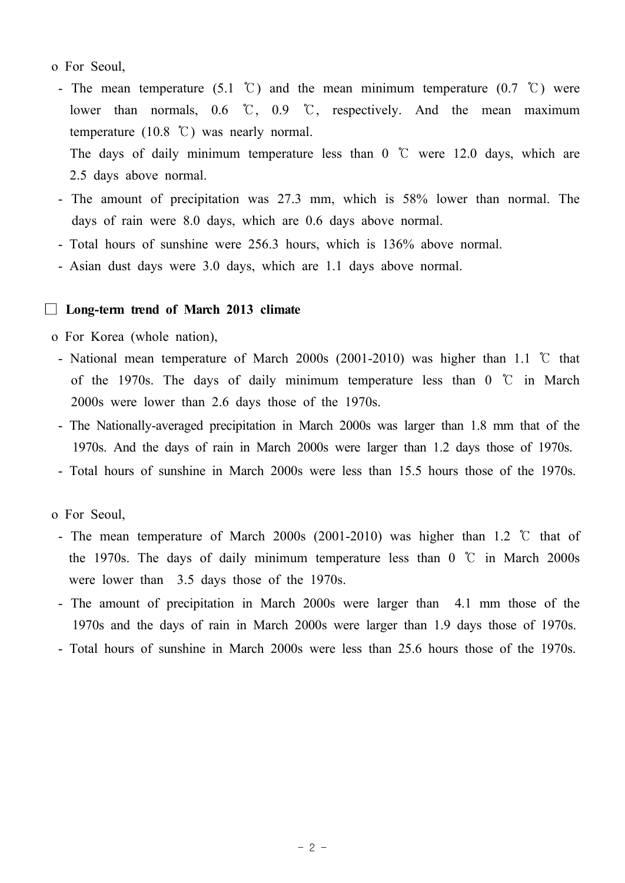o For Seoul,

- The mean temperature (5.1 ℃) and the mean minimum temperature (0.7 ℃) were lower than normals, 0.6 ℃, 0.9 ℃, respectively. And the mean maximum temperature (10.8 ℃) was nearly normal.
  The days of daily minimum temperature less than 0 ℃ were 12.0 days, which are 2.5 days above normal.
- The amount of precipitation was 27.3 mm, which is 58% lower than normal. The days of rain were 8.0 days, which are 0.6 days above normal.
- Total hours of sunshine were 256.3 hours, which is 136% above normal.
- Asian dust days were 3.0 days, which are 1.1 days above normal.

## □ Long-term trend of March 2013 climate

o For Korea (whole nation),

- National mean temperature of March 2000s (2001-2010) was higher than 1.1 ℃ that of the 1970s. The days of daily minimum temperature less than 0 ℃ in March 2000s were lower than 2.6 days those of the 1970s.
- The Nationally-averaged precipitation in March 2000s was larger than 1.8 mm that of the 1970s. And the days of rain in March 2000s were larger than 1.2 days those of 1970s.
- Total hours of sunshine in March 2000s were less than 15.5 hours those of the 1970s.

o For Seoul,

- The mean temperature of March 2000s (2001-2010) was higher than 1.2 ℃ that of the 1970s. The days of daily minimum temperature less than 0 ℃ in March 2000s were lower than 3.5 days those of the 1970s.
- The amount of precipitation in March 2000s were larger than 4.1 mm those of the 1970s and the days of rain in March 2000s were larger than 1.9 days those of 1970s.
- Total hours of sunshine in March 2000s were less than 25.6 hours those of the 1970s.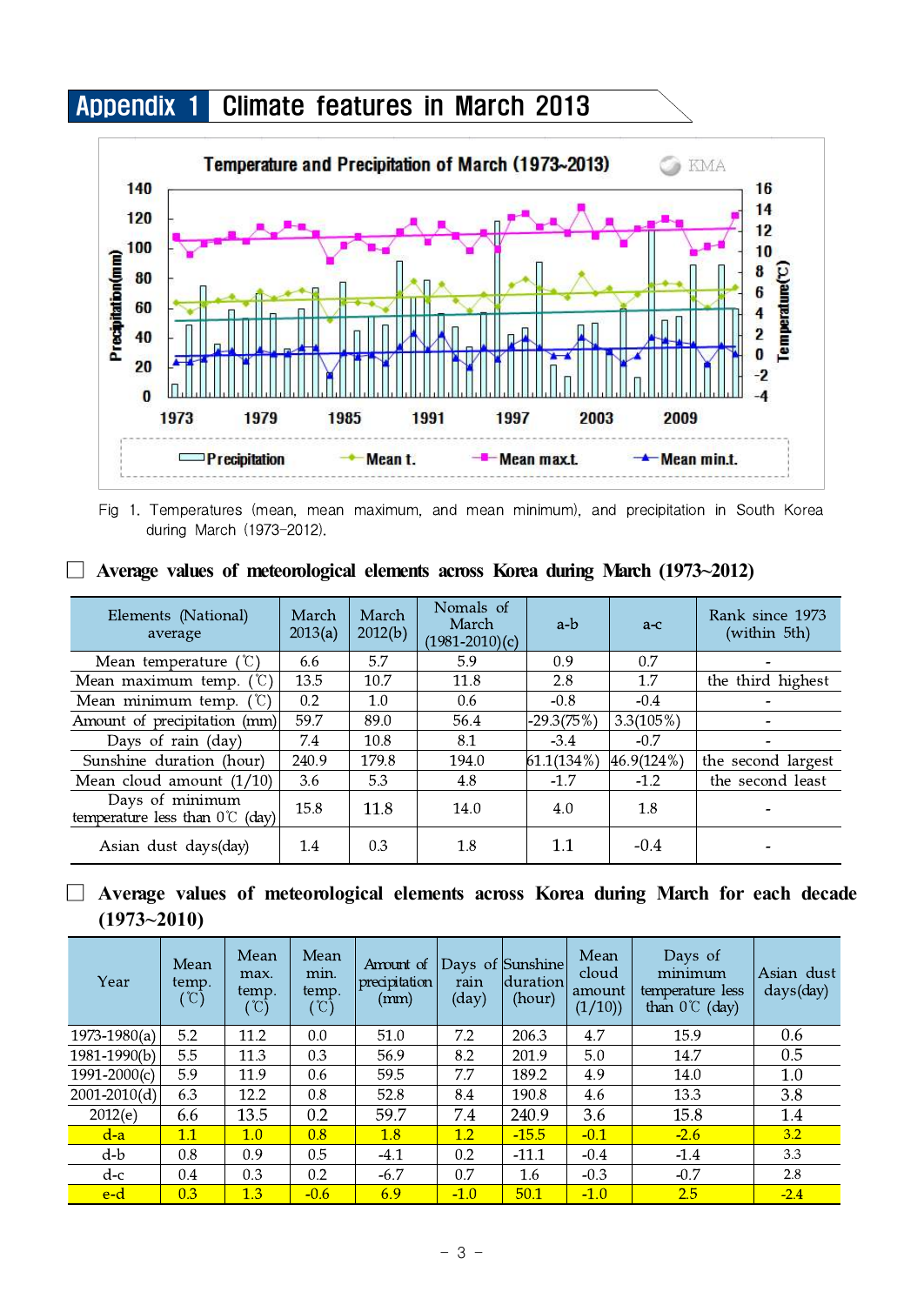# Appendix 1 Climate features in March 2013

Fig 1. Temperatures (mean, mean maximum, and mean minimum), and precipitation in South Korea during March (1973-2012).

☐ **Average values of meteorological elements across Korea during March (1973~2012)**

| Elements (National) average | March 2013(a) | March 2012(b) | Nomals of March (1981-2010)(c) | a-b | a-c | Rank since 1973 (within 5th) |
|---|---|---|---|---|---|---|
| Mean temperature (℃) | 6.6 | 5.7 | 5.9 | 0.9 | 0.7 | - |
| Mean maximum temp. (℃) | 13.5 | 10.7 | 11.8 | 2.8 | 1.7 | the third highest |
| Mean minimum temp. (℃) | 0.2 | 1.0 | 0.6 | -0.8 | -0.4 | - |
| Amount of precipitation (mm) | 59.7 | 89.0 | 56.4 | -29.3(75%) | 3.3(105%) | - |
| Days of rain (day) | 7.4 | 10.8 | 8.1 | -3.4 | -0.7 | - |
| Sunshine duration (hour) | 240.9 | 179.8 | 194.0 | 61.1(134%) | 46.9(124%) | the second largest |
| Mean cloud amount (1/10) | 3.6 | 5.3 | 4.8 | -1.7 | -1.2 | the second least |
| Days of minimum temperature less than 0℃ (day) | 15.8 | 11.8 | 14.0 | 4.0 | 1.8 | - |
| Asian dust days(day) | 1.4 | 0.3 | 1.8 | 1.1 | -0.4 | - |

☐ **Average values of meteorological elements across Korea during March for each decade (1973~2010)**

| Year | Mean temp. (℃) | Mean max. temp. (℃) | Mean min. temp. (℃) | Amount of precipitation (mm) | Days of rain (day) | Sunshine duration (hour) | Mean cloud amount (1/10)) | Days of minimum temperature less than 0℃ (day) | Asian dust days(day) |
|---|---|---|---|---|---|---|---|---|---|
| 1973-1980(a) | 5.2 | 11.2 | 0.0 | 51.0 | 7.2 | 206.3 | 4.7 | 15.9 | 0.6 |
| 1981-1990(b) | 5.5 | 11.3 | 0.3 | 56.9 | 8.2 | 201.9 | 5.0 | 14.7 | 0.5 |
| 1991-2000(c) | 5.9 | 11.9 | 0.6 | 59.5 | 7.7 | 189.2 | 4.9 | 14.0 | 1.0 |
| 2001-2010(d) | 6.3 | 12.2 | 0.8 | 52.8 | 8.4 | 190.8 | 4.6 | 13.3 | 3.8 |
| 2012(e) | 6.6 | 13.5 | 0.2 | 59.7 | 7.4 | 240.9 | 3.6 | 15.8 | 1.4 |
| d-a | 1.1 | 1.0 | 0.8 | 1.8 | 1.2 | -15.5 | -0.1 | -2.6 | 3.2 |
| d-b | 0.8 | 0.9 | 0.5 | -4.1 | 0.2 | -11.1 | -0.4 | -1.4 | 3.3 |
| d-c | 0.4 | 0.3 | 0.2 | -6.7 | 0.7 | 1.6 | -0.3 | -0.7 | 2.8 |
| e-d | 0.3 | 1.3 | -0.6 | 6.9 | -1.0 | 50.1 | -1.0 | 2.5 | -2.4 |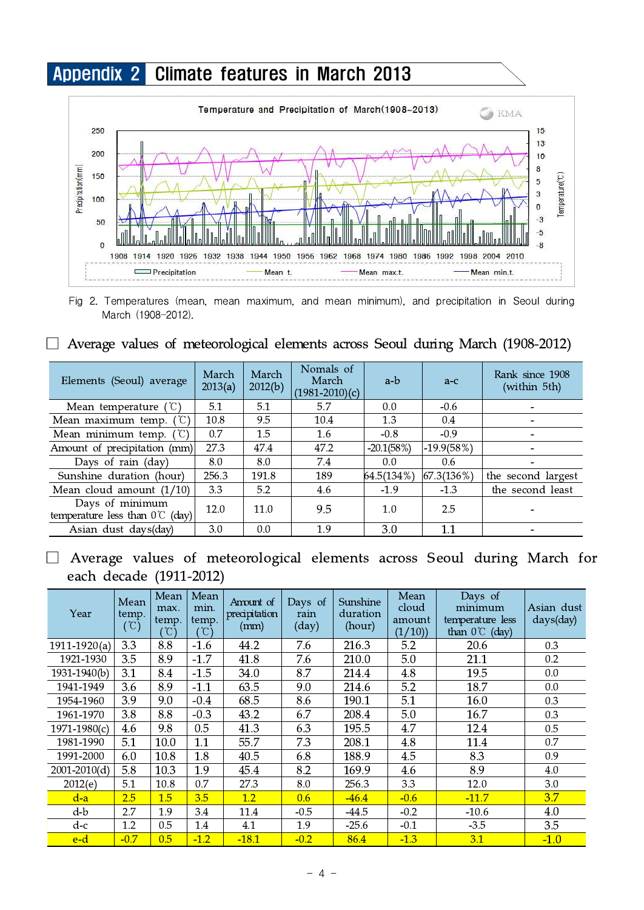# Appendix 2 Climate features in March 2013

Fig 2. Temperatures (mean, mean maximum, and mean minimum), and precipitation in Seoul during March (1908~2012).

## ☐ Average values of meteorological elements across Seoul during March (1908-2012)

| Elements (Seoul) average | March 2013(a) | March 2012(b) | Nomals of March (1981-2010)(c) | a-b | a-c | Rank since 1908 (within 5th) |
|---|---|---|---|---|---|---|
| Mean temperature (℃) | 5.1 | 5.1 | 5.7 | 0.0 | -0.6 | - |
| Mean maximum temp. (℃) | 10.8 | 9.5 | 10.4 | 1.3 | 0.4 | - |
| Mean minimum temp. (℃) | 0.7 | 1.5 | 1.6 | -0.8 | -0.9 | - |
| Amount of precipitation (mm) | 27.3 | 47.4 | 47.2 | -20.1(58%) | -19.9(58%) | - |
| Days of rain (day) | 8.0 | 8.0 | 7.4 | 0.0 | 0.6 | - |
| Sunshine duration (hour) | 256.3 | 191.8 | 189 | 64.5(134%) | 67.3(136%) | the second largest |
| Mean cloud amount (1/10) | 3.3 | 5.2 | 4.6 | -1.9 | -1.3 | the second least |
| Days of minimum temperature less than 0℃ (day) | 12.0 | 11.0 | 9.5 | 1.0 | 2.5 | - |
| Asian dust days(day) | 3.0 | 0.0 | 1.9 | 3.0 | 1.1 | - |

## ☐ Average values of meteorological elements across Seoul during March for each decade (1911-2012)

| Year | Mean temp. (℃) | Mean max. temp. (℃) | Mean min. temp. (℃) | Amount of precipitation (mm) | Days of rain (day) | Sunshine duration (hour) | Mean cloud amount (1/10)) | Days of minimum temperature less than 0℃ (day) | Asian dust days(day) |
|---|---|---|---|---|---|---|---|---|---|
| 1911-1920(a) | 3.3 | 8.8 | -1.6 | 44.2 | 7.6 | 216.3 | 5.2 | 20.6 | 0.3 |
| 1921-1930 | 3.5 | 8.9 | -1.7 | 41.8 | 7.6 | 210.0 | 5.0 | 21.1 | 0.2 |
| 1931-1940(b) | 3.1 | 8.4 | -1.5 | 34.0 | 8.7 | 214.4 | 4.8 | 19.5 | 0.0 |
| 1941-1949 | 3.6 | 8.9 | -1.1 | 63.5 | 9.0 | 214.6 | 5.2 | 18.7 | 0.0 |
| 1954-1960 | 3.9 | 9.0 | -0.4 | 68.5 | 8.6 | 190.1 | 5.1 | 16.0 | 0.3 |
| 1961-1970 | 3.8 | 8.8 | -0.3 | 43.2 | 6.7 | 208.4 | 5.0 | 16.7 | 0.3 |
| 1971-1980(c) | 4.6 | 9.8 | 0.5 | 41.3 | 6.3 | 195.5 | 4.7 | 12.4 | 0.5 |
| 1981-1990 | 5.1 | 10.0 | 1.1 | 55.7 | 7.3 | 208.1 | 4.8 | 11.4 | 0.7 |
| 1991-2000 | 6.0 | 10.8 | 1.8 | 40.5 | 6.8 | 188.9 | 4.5 | 8.3 | 0.9 |
| 2001-2010(d) | 5.8 | 10.3 | 1.9 | 45.4 | 8.2 | 169.9 | 4.6 | 8.9 | 4.0 |
| 2012(e) | 5.1 | 10.8 | 0.7 | 27.3 | 8.0 | 256.3 | 3.3 | 12.0 | 3.0 |
| d-a | 2.5 | 1.5 | 3.5 | 1.2 | 0.6 | -46.4 | -0.6 | -11.7 | 3.7 |
| d-b | 2.7 | 1.9 | 3.4 | 11.4 | -0.5 | -44.5 | -0.2 | -10.6 | 4.0 |
| d-c | 1.2 | 0.5 | 1.4 | 4.1 | 1.9 | -25.6 | -0.1 | -3.5 | 3.5 |
| e-d | -0.7 | 0.5 | -1.2 | -18.1 | -0.2 | 86.4 | -1.3 | 3.1 | -1.0 |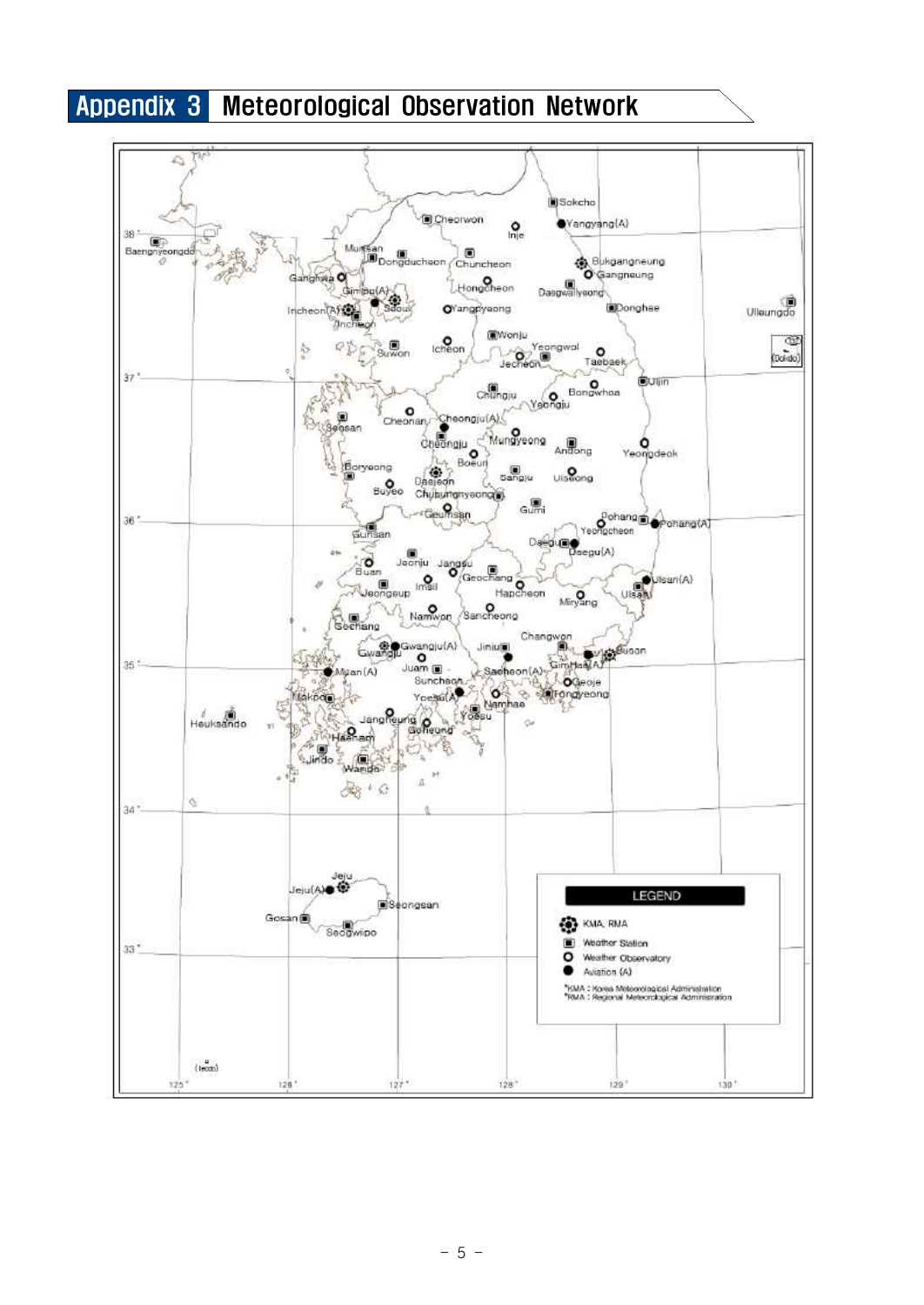# Appendix 3 Meteorological Observation Network

Cheorwon
Sokcho
Inje
Yangyang(A)
38°
Baengnyeongdo
Munsan
Dongducheon
Chuncheon
Bukgangneung
Gangneung
Ganghwa
Gimpo(A)
Hongcheon
Daegwallyeong
Incheon(A)
Seoul
Incheon
Yangpyeong
Donghae
Ulleungdo
Wonju
Suwon
Icheon
Yeongwol
Jecheon
Taebaek
(Dokdo)
37°
Uljin
Chungju
Bonghwa
Yeongju
Cheonan
Cheongju(A)
Seosan
Mungyeong
Cheongju
Andong
Yeongdeok
Boeun
Boryeong
Daejeon
Sangju
Uiseong
Buyeo
Chupungnyeong
Geumsan
Gumi
36°
Pohang
Pohang(A)
Gunsan
Yeongcheon
Daegu
Daegu(A)
Jeonju
Jangsu
Buan
Geochang
Jeongeup
Imsil
Hapcheon
Ulsan(A)
Miryang
Ulsan
Namwon
Sancheong
Gochang
Changwon
Gwangju(A)
Gwangju
Jinju
Busan
35°
Juam
Gimhae(A)
Mokpo(A)
Sacheon(A)
Suncheon
Geoje
Yeosu(A)
Tongyeong
Mokpo
Namhae
Heuksando
Yeosu
Jangheung
Goheung
Haenam
Jindo
Wando
34°
Jeju
Jeju(A)
Seongsan
Gosan
Seogwipo
33°
(Ieodo)
125°
126°
127°
128°
129°
130°

LEGEND

KMA, RMA
Weather Station
Weather Observatory
Aviation (A)

*KMA : Korea Meteorological Administration
*RMA : Regional Meteorological Administration